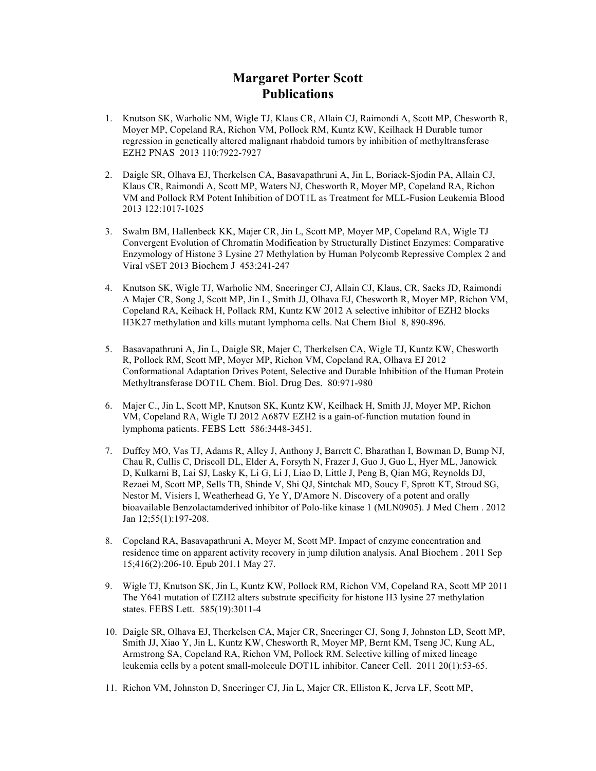# Margaret Porter Scott
# Publications

1. Knutson SK, Warholic NM, Wigle TJ, Klaus CR, Allain CJ, Raimondi A, Scott MP, Chesworth R, Moyer MP, Copeland RA, Richon VM, Pollock RM, Kuntz KW, Keilhack H Durable tumor regression in genetically altered malignant rhabdoid tumors by inhibition of methyltransferase EZH2 PNAS 2013 110:7922-7927

2. Daigle SR, Olhava EJ, Therkelsen CA, Basavapathruni A, Jin L, Boriack-Sjodin PA, Allain CJ, Klaus CR, Raimondi A, Scott MP, Waters NJ, Chesworth R, Moyer MP, Copeland RA, Richon VM and Pollock RM Potent Inhibition of DOT1L as Treatment for MLL-Fusion Leukemia Blood 2013 122:1017-1025

3. Swalm BM, Hallenbeck KK, Majer CR, Jin L, Scott MP, Moyer MP, Copeland RA, Wigle TJ Convergent Evolution of Chromatin Modification by Structurally Distinct Enzymes: Comparative Enzymology of Histone 3 Lysine 27 Methylation by Human Polycomb Repressive Complex 2 and Viral vSET 2013 Biochem J 453:241-247

4. Knutson SK, Wigle TJ, Warholic NM, Sneeringer CJ, Allain CJ, Klaus, CR, Sacks JD, Raimondi A Majer CR, Song J, Scott MP, Jin L, Smith JJ, Olhava EJ, Chesworth R, Moyer MP, Richon VM, Copeland RA, Keihack H, Pollack RM, Kuntz KW 2012 A selective inhibitor of EZH2 blocks H3K27 methylation and kills mutant lymphoma cells. Nat Chem Biol 8, 890-896.

5. Basavapathruni A, Jin L, Daigle SR, Majer C, Therkelsen CA, Wigle TJ, Kuntz KW, Chesworth R, Pollock RM, Scott MP, Moyer MP, Richon VM, Copeland RA, Olhava EJ 2012 Conformational Adaptation Drives Potent, Selective and Durable Inhibition of the Human Protein Methyltransferase DOT1L Chem. Biol. Drug Des. 80:971-980

6. Majer C., Jin L, Scott MP, Knutson SK, Kuntz KW, Keilhack H, Smith JJ, Moyer MP, Richon VM, Copeland RA, Wigle TJ 2012 A687V EZH2 is a gain-of-function mutation found in lymphoma patients. FEBS Lett 586:3448-3451.

7. Duffey MO, Vas TJ, Adams R, Alley J, Anthony J, Barrett C, Bharathan I, Bowman D, Bump NJ, Chau R, Cullis C, Driscoll DL, Elder A, Forsyth N, Frazer J, Guo J, Guo L, Hyer ML, Janowick D, Kulkarni B, Lai SJ, Lasky K, Li G, Li J, Liao D, Little J, Peng B, Qian MG, Reynolds DJ, Rezaei M, Scott MP, Sells TB, Shinde V, Shi QJ, Sintchak MD, Soucy F, Sprott KT, Stroud SG, Nestor M, Visiers I, Weatherhead G, Ye Y, D'Amore N. Discovery of a potent and orally bioavailable Benzolactamderived inhibitor of Polo-like kinase 1 (MLN0905). J Med Chem . 2012 Jan 12;55(1):197-208.

8. Copeland RA, Basavapathruni A, Moyer M, Scott MP. Impact of enzyme concentration and residence time on apparent activity recovery in jump dilution analysis. Anal Biochem . 2011 Sep 15;416(2):206-10. Epub 201.1 May 27.

9. Wigle TJ, Knutson SK, Jin L, Kuntz KW, Pollock RM, Richon VM, Copeland RA, Scott MP 2011 The Y641 mutation of EZH2 alters substrate specificity for histone H3 lysine 27 methylation states. FEBS Lett. 585(19):3011-4

10. Daigle SR, Olhava EJ, Therkelsen CA, Majer CR, Sneeringer CJ, Song J, Johnston LD, Scott MP, Smith JJ, Xiao Y, Jin L, Kuntz KW, Chesworth R, Moyer MP, Bernt KM, Tseng JC, Kung AL, Armstrong SA, Copeland RA, Richon VM, Pollock RM. Selective killing of mixed lineage leukemia cells by a potent small-molecule DOT1L inhibitor. Cancer Cell. 2011 20(1):53-65.

11. Richon VM, Johnston D, Sneeringer CJ, Jin L, Majer CR, Elliston K, Jerva LF, Scott MP,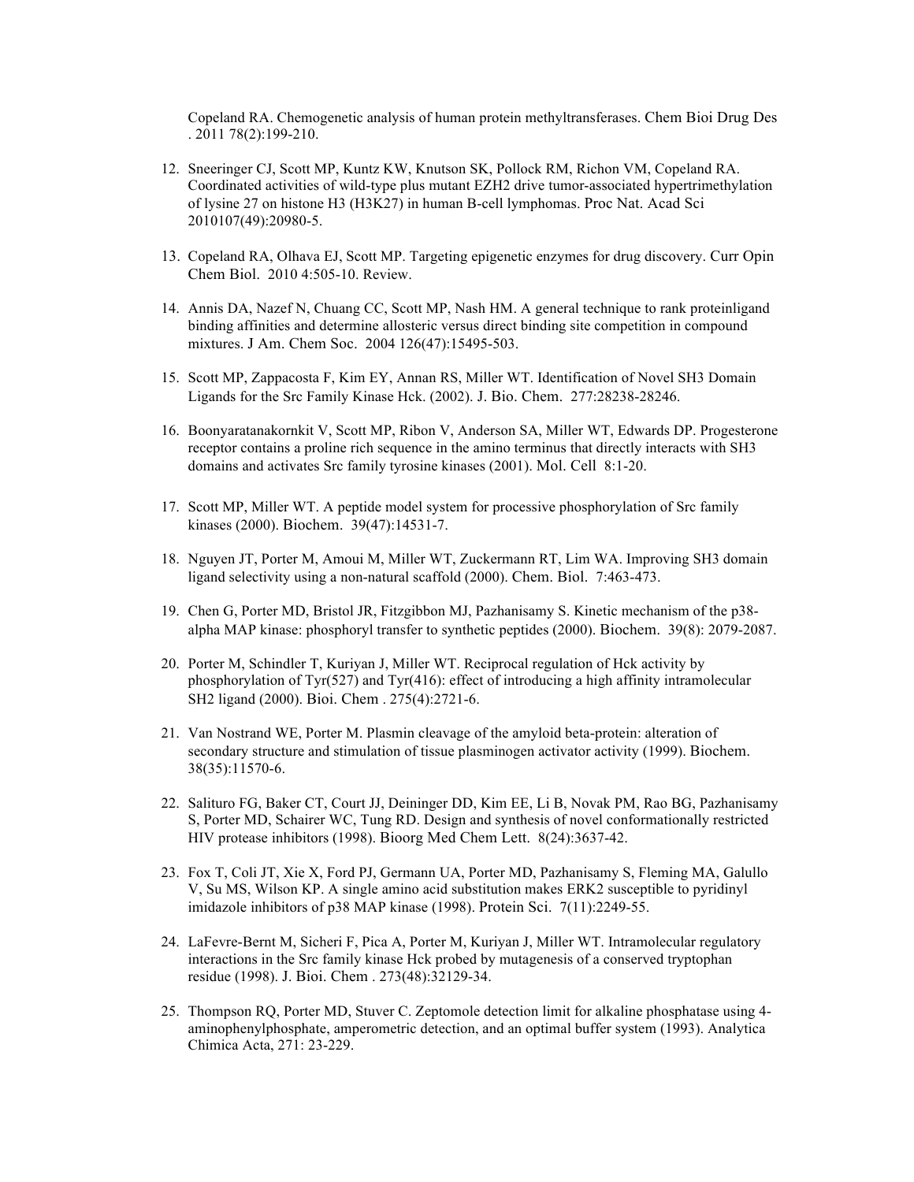Copeland RA. Chemogenetic analysis of human protein methyltransferases. Chem Bioi Drug Des . 2011 78(2):199-210.

12. Sneeringer CJ, Scott MP, Kuntz KW, Knutson SK, Pollock RM, Richon VM, Copeland RA. Coordinated activities of wild-type plus mutant EZH2 drive tumor-associated hypertrimethylation of lysine 27 on histone H3 (H3K27) in human B-cell lymphomas. Proc Nat. Acad Sci 2010107(49):20980-5.

13. Copeland RA, Olhava EJ, Scott MP. Targeting epigenetic enzymes for drug discovery. Curr Opin Chem Biol. 2010 4:505-10. Review.

14. Annis DA, Nazef N, Chuang CC, Scott MP, Nash HM. A general technique to rank proteinligand binding affinities and determine allosteric versus direct binding site competition in compound mixtures. J Am. Chem Soc. 2004 126(47):15495-503.

15. Scott MP, Zappacosta F, Kim EY, Annan RS, Miller WT. Identification of Novel SH3 Domain Ligands for the Src Family Kinase Hck. (2002). J. Bio. Chem. 277:28238-28246.

16. Boonyaratanakornkit V, Scott MP, Ribon V, Anderson SA, Miller WT, Edwards DP. Progesterone receptor contains a proline rich sequence in the amino terminus that directly interacts with SH3 domains and activates Src family tyrosine kinases (2001). Mol. Cell 8:1-20.

17. Scott MP, Miller WT. A peptide model system for processive phosphorylation of Src family kinases (2000). Biochem. 39(47):14531-7.

18. Nguyen JT, Porter M, Amoui M, Miller WT, Zuckermann RT, Lim WA. Improving SH3 domain ligand selectivity using a non-natural scaffold (2000). Chem. Biol. 7:463-473.

19. Chen G, Porter MD, Bristol JR, Fitzgibbon MJ, Pazhanisamy S. Kinetic mechanism of the p38-alpha MAP kinase: phosphoryl transfer to synthetic peptides (2000). Biochem. 39(8): 2079-2087.

20. Porter M, Schindler T, Kuriyan J, Miller WT. Reciprocal regulation of Hck activity by phosphorylation of Tyr(527) and Tyr(416): effect of introducing a high affinity intramolecular SH2 ligand (2000). Bioi. Chem . 275(4):2721-6.

21. Van Nostrand WE, Porter M. Plasmin cleavage of the amyloid beta-protein: alteration of secondary structure and stimulation of tissue plasminogen activator activity (1999). Biochem. 38(35):11570-6.

22. Salituro FG, Baker CT, Court JJ, Deininger DD, Kim EE, Li B, Novak PM, Rao BG, Pazhanisamy S, Porter MD, Schairer WC, Tung RD. Design and synthesis of novel conformationally restricted HIV protease inhibitors (1998). Bioorg Med Chem Lett. 8(24):3637-42.

23. Fox T, Coli JT, Xie X, Ford PJ, Germann UA, Porter MD, Pazhanisamy S, Fleming MA, Galullo V, Su MS, Wilson KP. A single amino acid substitution makes ERK2 susceptible to pyridinyl imidazole inhibitors of p38 MAP kinase (1998). Protein Sci. 7(11):2249-55.

24. LaFevre-Bernt M, Sicheri F, Pica A, Porter M, Kuriyan J, Miller WT. Intramolecular regulatory interactions in the Src family kinase Hck probed by mutagenesis of a conserved tryptophan residue (1998). J. Bioi. Chem . 273(48):32129-34.

25. Thompson RQ, Porter MD, Stuver C. Zeptomole detection limit for alkaline phosphatase using 4-aminophenylphosphate, amperometric detection, and an optimal buffer system (1993). Analytica Chimica Acta, 271: 23-229.